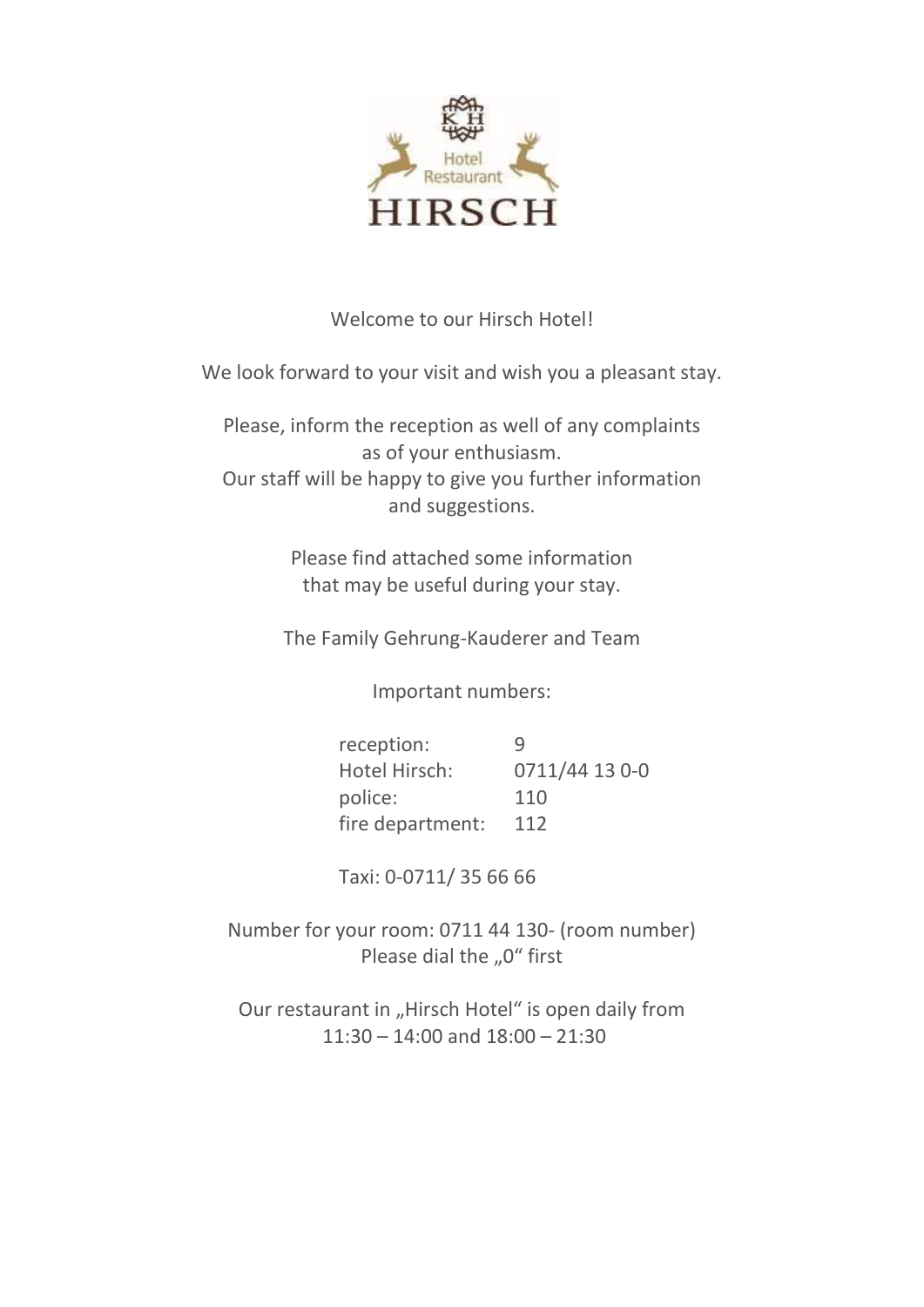Hotel Restaurant HIRSCH

Welcome to our Hirsch Hotel!

We look forward to your visit and wish you a pleasant stay.

Please, inform the reception as well of any complaints as of your enthusiasm.
Our staff will be happy to give you further information and suggestions.

Please find attached some information that may be useful during your stay.

The Family Gehrung-Kauderer and Team

Important numbers:

| | |
|---|---|
| reception: | 9 |
| Hotel Hirsch: | 0711/44 13 0-0 |
| police: | 110 |
| fire department: | 112 |

Taxi: 0-0711/ 35 66 66

Number for your room: 0711 44 130- (room number)
Please dial the „0" first

Our restaurant in „Hirsch Hotel" is open daily from
11:30 – 14:00 and 18:00 – 21:30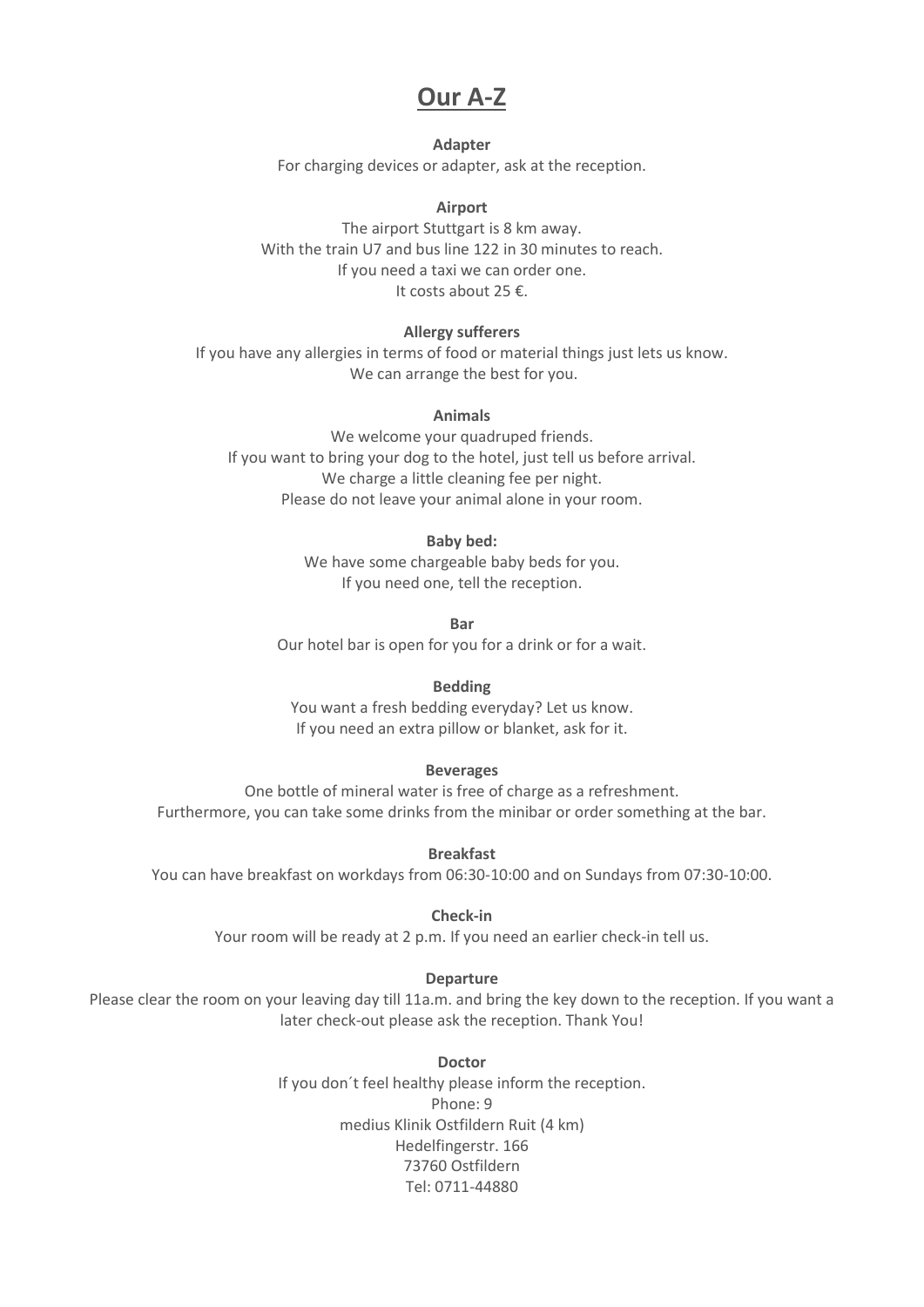# Our A-Z

**Adapter**

For charging devices or adapter, ask at the reception.

**Airport**

The airport Stuttgart is 8 km away.
With the train U7 and bus line 122 in 30 minutes to reach.
If you need a taxi we can order one.
It costs about 25 €.

**Allergy sufferers**

If you have any allergies in terms of food or material things just lets us know.
We can arrange the best for you.

**Animals**

We welcome your quadruped friends.
If you want to bring your dog to the hotel, just tell us before arrival.
We charge a little cleaning fee per night.
Please do not leave your animal alone in your room.

**Baby bed:**

We have some chargeable baby beds for you.
If you need one, tell the reception.

**Bar**

Our hotel bar is open for you for a drink or for a wait.

**Bedding**

You want a fresh bedding everyday? Let us know.
If you need an extra pillow or blanket, ask for it.

**Beverages**

One bottle of mineral water is free of charge as a refreshment.
Furthermore, you can take some drinks from the minibar or order something at the bar.

**Breakfast**

You can have breakfast on workdays from 06:30-10:00 and on Sundays from 07:30-10:00.

**Check-in**

Your room will be ready at 2 p.m. If you need an earlier check-in tell us.

**Departure**

Please clear the room on your leaving day till 11a.m. and bring the key down to the reception. If you want a later check-out please ask the reception. Thank You!

**Doctor**

If you don´t feel healthy please inform the reception.
Phone: 9
medius Klinik Ostfildern Ruit (4 km)
Hedelfingerstr. 166
73760 Ostfildern
Tel: 0711-44880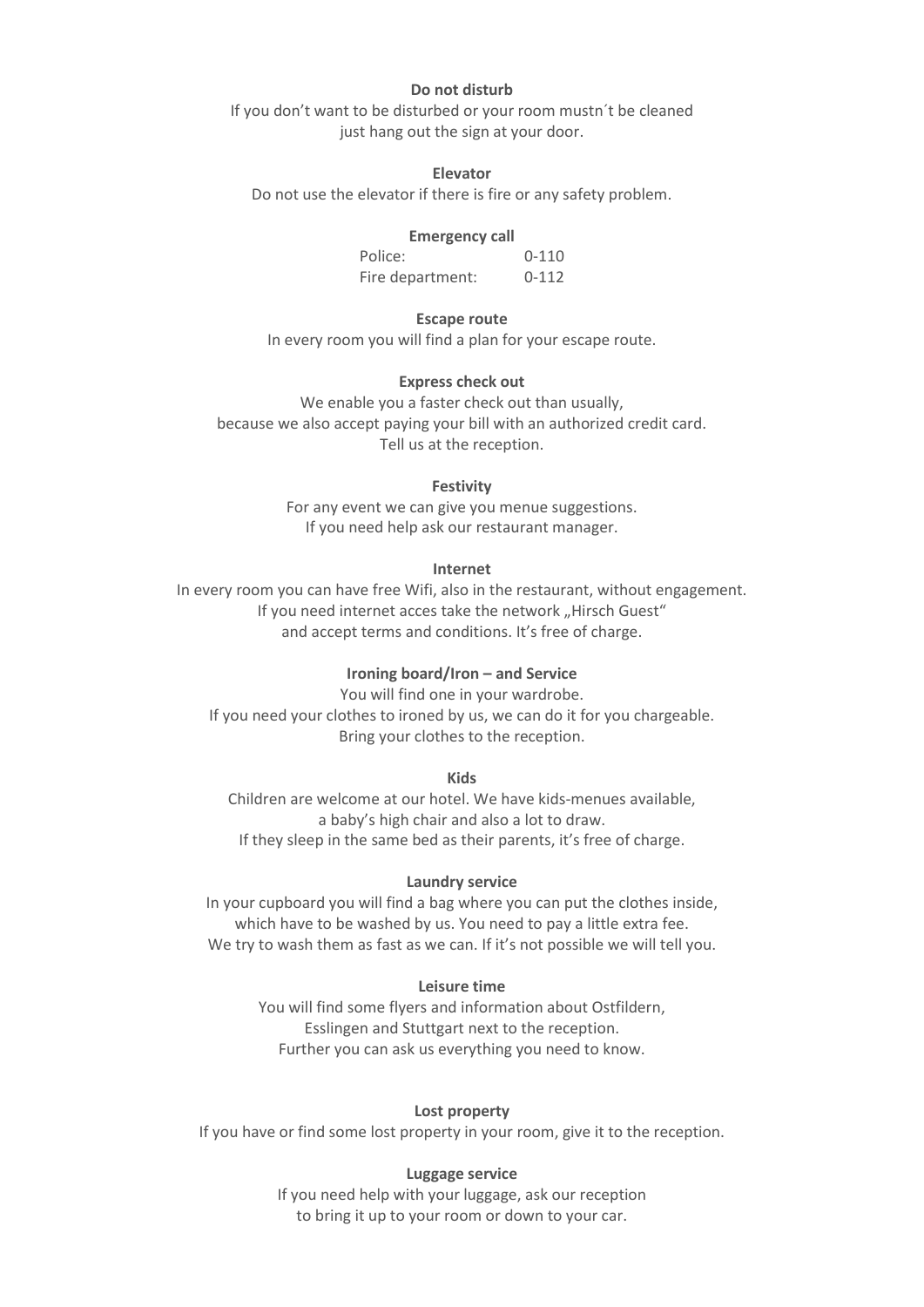**Do not disturb**

If you don't want to be disturbed or your room mustn´t be cleaned
just hang out the sign at your door.

**Elevator**

Do not use the elevator if there is fire or any safety problem.

**Emergency call**

| | |
|---|---|
| Police: | 0-110 |
| Fire department: | 0-112 |

**Escape route**

In every room you will find a plan for your escape route.

**Express check out**

We enable you a faster check out than usually,
because we also accept paying your bill with an authorized credit card.
Tell us at the reception.

**Festivity**

For any event we can give you menue suggestions.
If you need help ask our restaurant manager.

**Internet**

In every room you can have free Wifi, also in the restaurant, without engagement.
If you need internet acces take the network „Hirsch Guest"
and accept terms and conditions. It's free of charge.

**Ironing board/Iron – and Service**

You will find one in your wardrobe.
If you need your clothes to ironed by us, we can do it for you chargeable.
Bring your clothes to the reception.

**Kids**

Children are welcome at our hotel. We have kids-menues available,
a baby's high chair and also a lot to draw.
If they sleep in the same bed as their parents, it's free of charge.

**Laundry service**

In your cupboard you will find a bag where you can put the clothes inside,
which have to be washed by us. You need to pay a little extra fee.
We try to wash them as fast as we can. If it's not possible we will tell you.

**Leisure time**

You will find some flyers and information about Ostfildern,
Esslingen and Stuttgart next to the reception.
Further you can ask us everything you need to know.

**Lost property**

If you have or find some lost property in your room, give it to the reception.

**Luggage service**

If you need help with your luggage, ask our reception
to bring it up to your room or down to your car.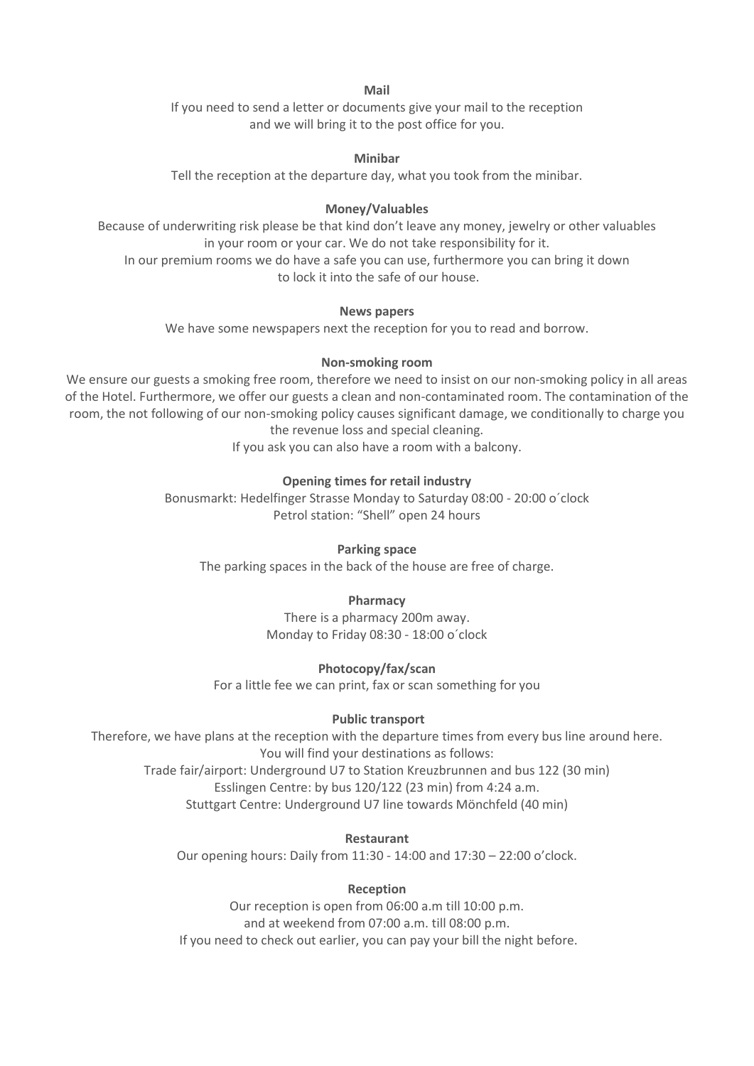**Mail**

If you need to send a letter or documents give your mail to the reception and we will bring it to the post office for you.

**Minibar**

Tell the reception at the departure day, what you took from the minibar.

**Money/Valuables**

Because of underwriting risk please be that kind don't leave any money, jewelry or other valuables in your room or your car. We do not take responsibility for it.
In our premium rooms we do have a safe you can use, furthermore you can bring it down to lock it into the safe of our house.

**News papers**

We have some newspapers next the reception for you to read and borrow.

**Non-smoking room**

We ensure our guests a smoking free room, therefore we need to insist on our non-smoking policy in all areas of the Hotel. Furthermore, we offer our guests a clean and non-contaminated room. The contamination of the room, the not following of our non-smoking policy causes significant damage, we conditionally to charge you the revenue loss and special cleaning.
If you ask you can also have a room with a balcony.

**Opening times for retail industry**

Bonusmarkt: Hedelfinger Strasse Monday to Saturday 08:00 - 20:00 o´clock
Petrol station: "Shell" open 24 hours

**Parking space**

The parking spaces in the back of the house are free of charge.

**Pharmacy**

There is a pharmacy 200m away.
Monday to Friday 08:30 - 18:00 o´clock

**Photocopy/fax/scan**

For a little fee we can print, fax or scan something for you

**Public transport**

Therefore, we have plans at the reception with the departure times from every bus line around here.
You will find your destinations as follows:
Trade fair/airport: Underground U7 to Station Kreuzbrunnen and bus 122 (30 min)
Esslingen Centre: by bus 120/122 (23 min) from 4:24 a.m.
Stuttgart Centre: Underground U7 line towards Mönchfeld (40 min)

**Restaurant**

Our opening hours: Daily from 11:30 - 14:00 and 17:30 – 22:00 o'clock.

**Reception**

Our reception is open from 06:00 a.m till 10:00 p.m.
and at weekend from 07:00 a.m. till 08:00 p.m.
If you need to check out earlier, you can pay your bill the night before.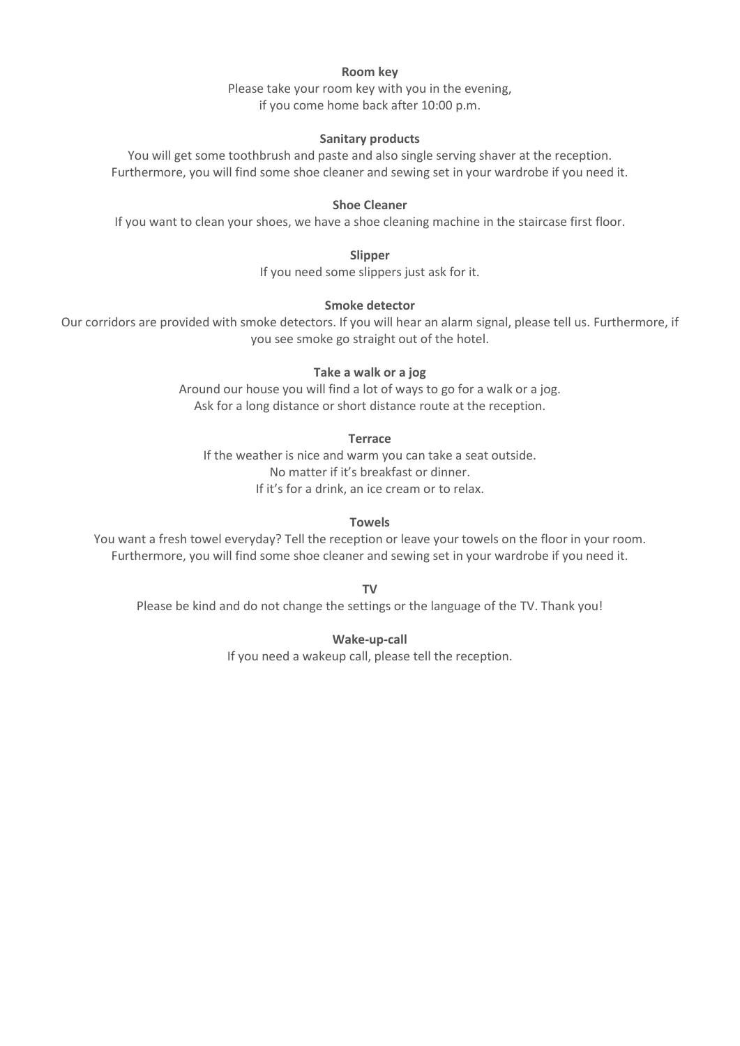**Room key**

Please take your room key with you in the evening,
if you come home back after 10:00 p.m.

**Sanitary products**

You will get some toothbrush and paste and also single serving shaver at the reception.
Furthermore, you will find some shoe cleaner and sewing set in your wardrobe if you need it.

**Shoe Cleaner**

If you want to clean your shoes, we have a shoe cleaning machine in the staircase first floor.

**Slipper**

If you need some slippers just ask for it.

**Smoke detector**

Our corridors are provided with smoke detectors. If you will hear an alarm signal, please tell us. Furthermore, if you see smoke go straight out of the hotel.

**Take a walk or a jog**

Around our house you will find a lot of ways to go for a walk or a jog.
Ask for a long distance or short distance route at the reception.

**Terrace**

If the weather is nice and warm you can take a seat outside.
No matter if it's breakfast or dinner.
If it's for a drink, an ice cream or to relax.

**Towels**

You want a fresh towel everyday? Tell the reception or leave your towels on the floor in your room.
Furthermore, you will find some shoe cleaner and sewing set in your wardrobe if you need it.

**TV**

Please be kind and do not change the settings or the language of the TV. Thank you!

**Wake-up-call**

If you need a wakeup call, please tell the reception.